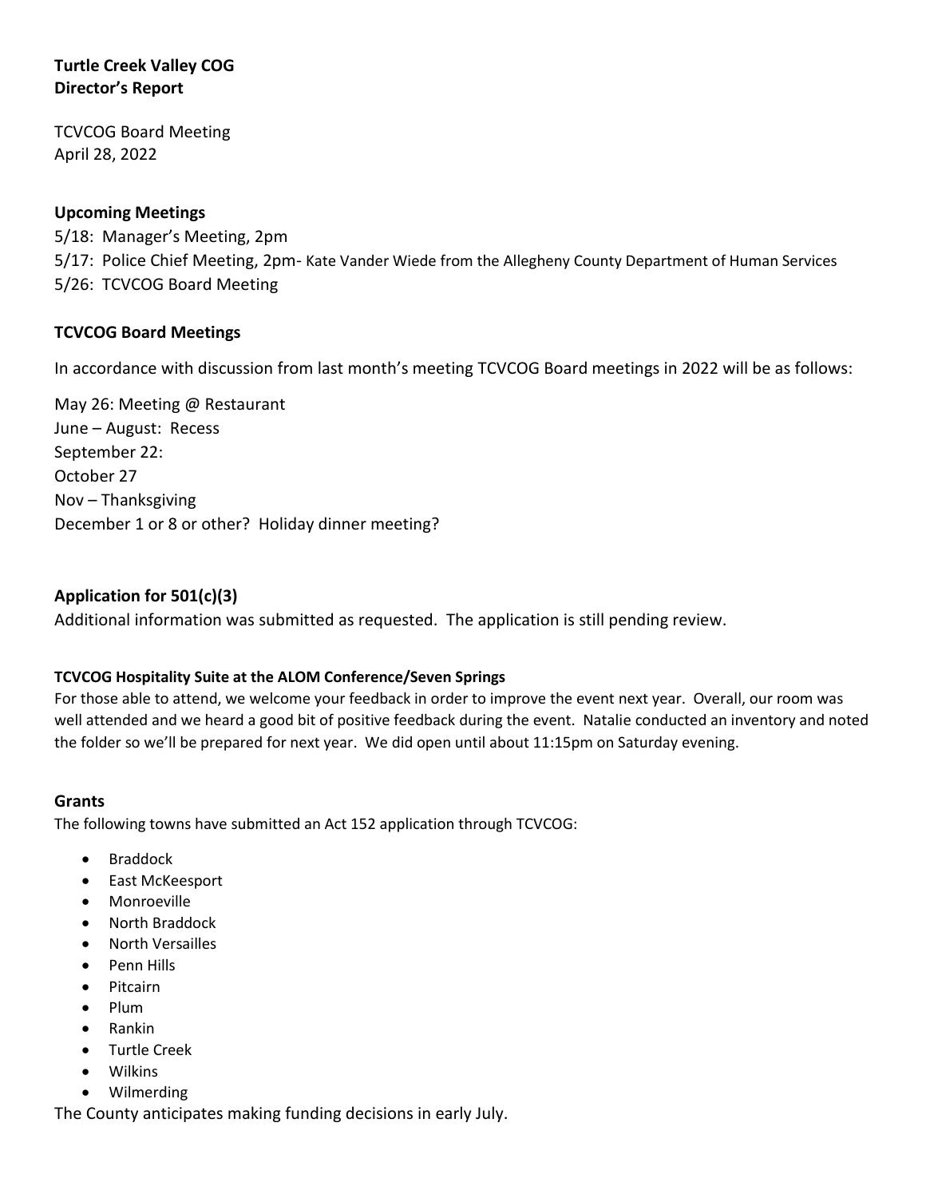**Turtle Creek Valley COG**
**Director's Report**

TCVCOG Board Meeting
April 28, 2022

### Upcoming Meetings

5/18: Manager's Meeting, 2pm
5/17: Police Chief Meeting, 2pm- Kate Vander Wiede from the Allegheny County Department of Human Services
5/26: TCVCOG Board Meeting

### TCVCOG Board Meetings

In accordance with discussion from last month's meeting TCVCOG Board meetings in 2022 will be as follows:

May 26: Meeting @ Restaurant
June – August: Recess
September 22:
October 27
Nov – Thanksgiving
December 1 or 8 or other? Holiday dinner meeting?

### Application for 501(c)(3)

Additional information was submitted as requested. The application is still pending review.

#### TCVCOG Hospitality Suite at the ALOM Conference/Seven Springs

For those able to attend, we welcome your feedback in order to improve the event next year. Overall, our room was well attended and we heard a good bit of positive feedback during the event. Natalie conducted an inventory and noted the folder so we'll be prepared for next year. We did open until about 11:15pm on Saturday evening.

### Grants

The following towns have submitted an Act 152 application through TCVCOG:

- Braddock
- East McKeesport
- Monroeville
- North Braddock
- North Versailles
- Penn Hills
- Pitcairn
- Plum
- Rankin
- Turtle Creek
- Wilkins
- Wilmerding

The County anticipates making funding decisions in early July.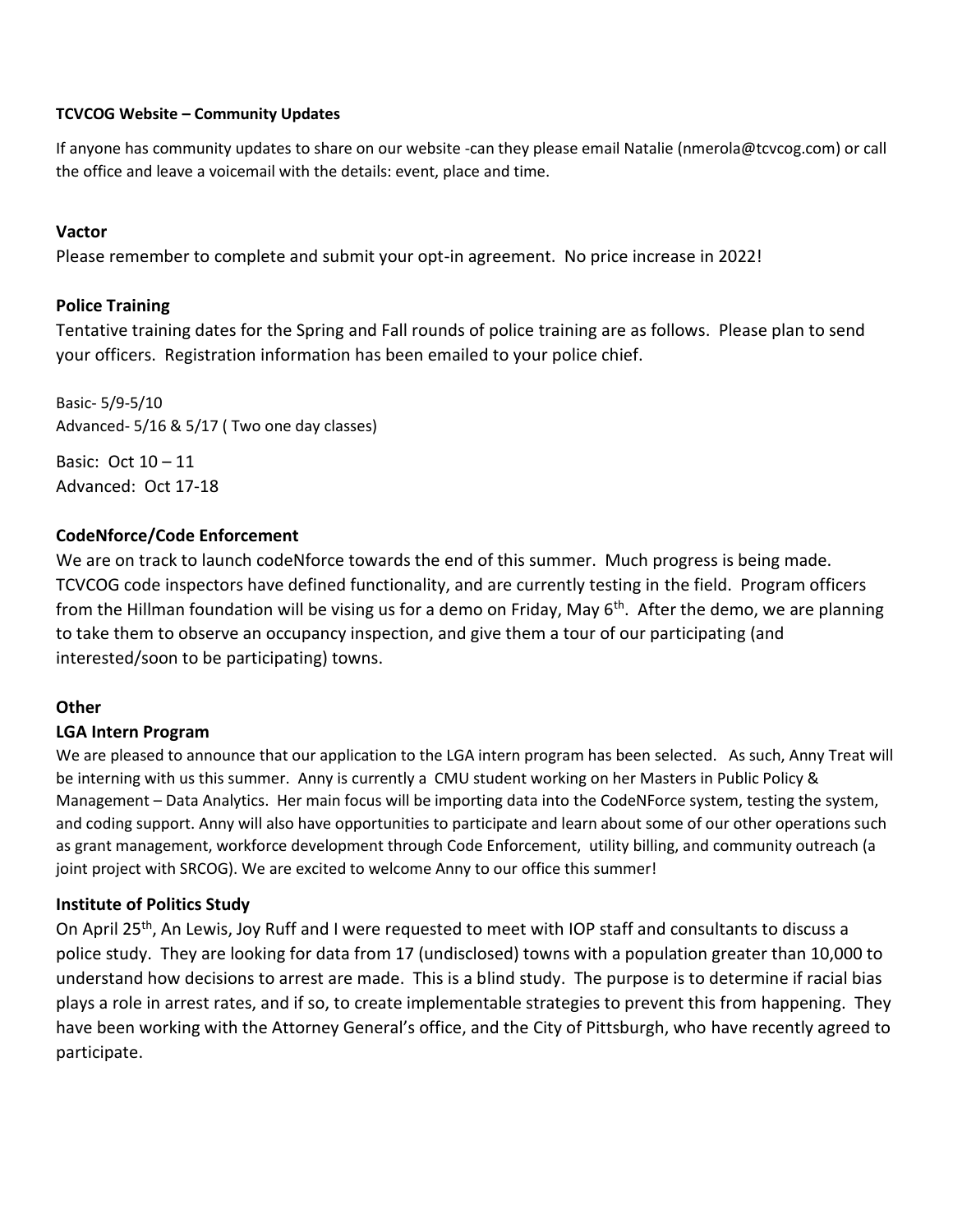**TCVCOG Website – Community Updates**

If anyone has community updates to share on our website -can they please email Natalie (nmerola@tcvcog.com) or call the office and leave a voicemail with the details: event, place and time.

**Vactor**

Please remember to complete and submit your opt-in agreement. No price increase in 2022!

**Police Training**

Tentative training dates for the Spring and Fall rounds of police training are as follows. Please plan to send your officers. Registration information has been emailed to your police chief.

Basic- 5/9-5/10
Advanced- 5/16 & 5/17 ( Two one day classes)

Basic: Oct 10 – 11
Advanced: Oct 17-18

**CodeNforce/Code Enforcement**

We are on track to launch codeNforce towards the end of this summer. Much progress is being made. TCVCOG code inspectors have defined functionality, and are currently testing in the field. Program officers from the Hillman foundation will be vising us for a demo on Friday, May 6th. After the demo, we are planning to take them to observe an occupancy inspection, and give them a tour of our participating (and interested/soon to be participating) towns.

**Other**

**LGA Intern Program**

We are pleased to announce that our application to the LGA intern program has been selected. As such, Anny Treat will be interning with us this summer. Anny is currently a CMU student working on her Masters in Public Policy & Management – Data Analytics. Her main focus will be importing data into the CodeNForce system, testing the system, and coding support. Anny will also have opportunities to participate and learn about some of our other operations such as grant management, workforce development through Code Enforcement, utility billing, and community outreach (a joint project with SRCOG). We are excited to welcome Anny to our office this summer!

**Institute of Politics Study**

On April 25th, An Lewis, Joy Ruff and I were requested to meet with IOP staff and consultants to discuss a police study. They are looking for data from 17 (undisclosed) towns with a population greater than 10,000 to understand how decisions to arrest are made. This is a blind study. The purpose is to determine if racial bias plays a role in arrest rates, and if so, to create implementable strategies to prevent this from happening. They have been working with the Attorney General's office, and the City of Pittsburgh, who have recently agreed to participate.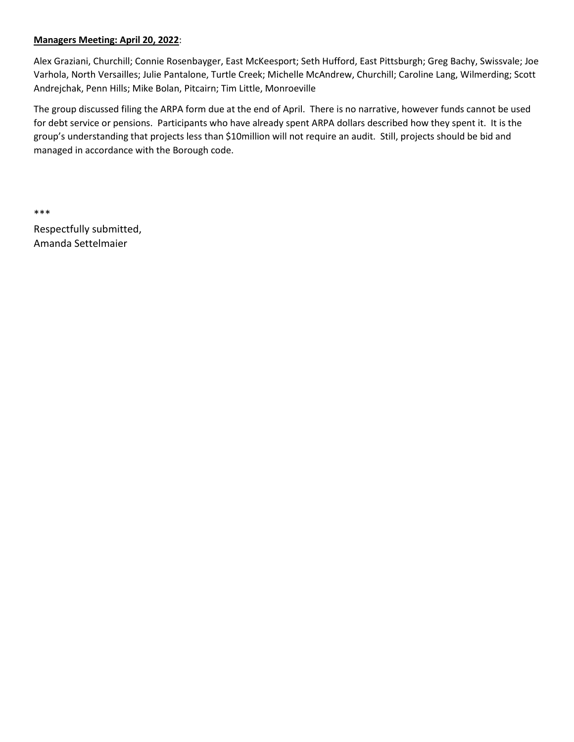**<u>Managers Meeting: April 20, 2022</u>**:

Alex Graziani, Churchill; Connie Rosenbayger, East McKeesport; Seth Hufford, East Pittsburgh; Greg Bachy, Swissvale; Joe Varhola, North Versailles; Julie Pantalone, Turtle Creek; Michelle McAndrew, Churchill; Caroline Lang, Wilmerding; Scott Andrejchak, Penn Hills; Mike Bolan, Pitcairn; Tim Little, Monroeville

The group discussed filing the ARPA form due at the end of April. There is no narrative, however funds cannot be used for debt service or pensions. Participants who have already spent ARPA dollars described how they spent it. It is the group's understanding that projects less than $10million will not require an audit. Still, projects should be bid and managed in accordance with the Borough code.

***

Respectfully submitted,
Amanda Settelmaier